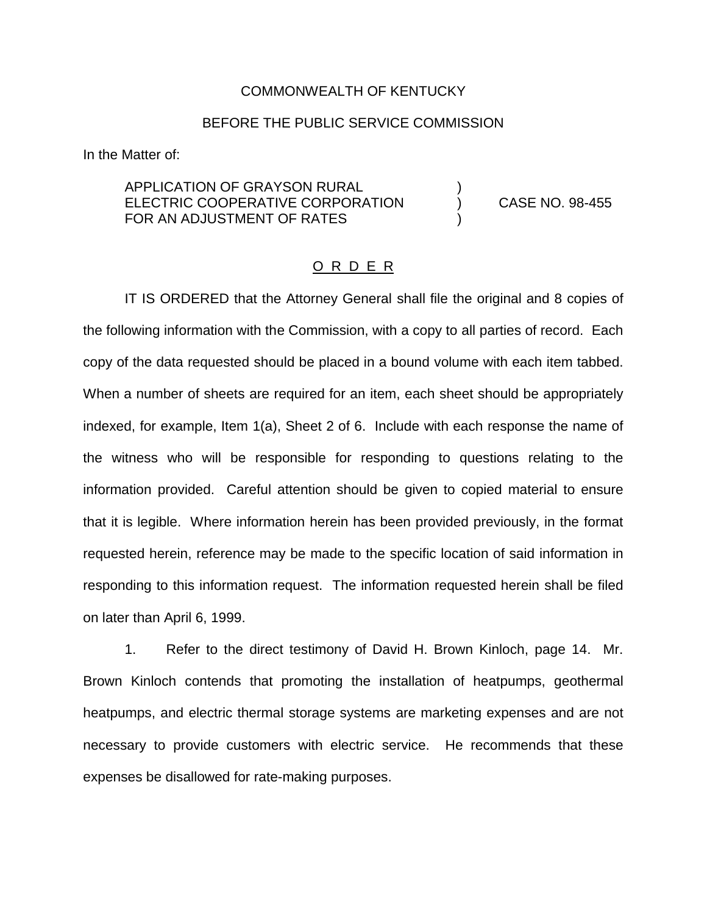COMMONWEALTH OF KENTUCKY

BEFORE THE PUBLIC SERVICE COMMISSION

In the Matter of:

APPLICATION OF GRAYSON RURAL ELECTRIC COOPERATIVE CORPORATION FOR AN ADJUSTMENT OF RATES ) CASE NO. 98-455

O R D E R

IT IS ORDERED that the Attorney General shall file the original and 8 copies of the following information with the Commission, with a copy to all parties of record. Each copy of the data requested should be placed in a bound volume with each item tabbed. When a number of sheets are required for an item, each sheet should be appropriately indexed, for example, Item 1(a), Sheet 2 of 6. Include with each response the name of the witness who will be responsible for responding to questions relating to the information provided. Careful attention should be given to copied material to ensure that it is legible. Where information herein has been provided previously, in the format requested herein, reference may be made to the specific location of said information in responding to this information request. The information requested herein shall be filed on later than April 6, 1999.

1. Refer to the direct testimony of David H. Brown Kinloch, page 14. Mr. Brown Kinloch contends that promoting the installation of heatpumps, geothermal heatpumps, and electric thermal storage systems are marketing expenses and are not necessary to provide customers with electric service. He recommends that these expenses be disallowed for rate-making purposes.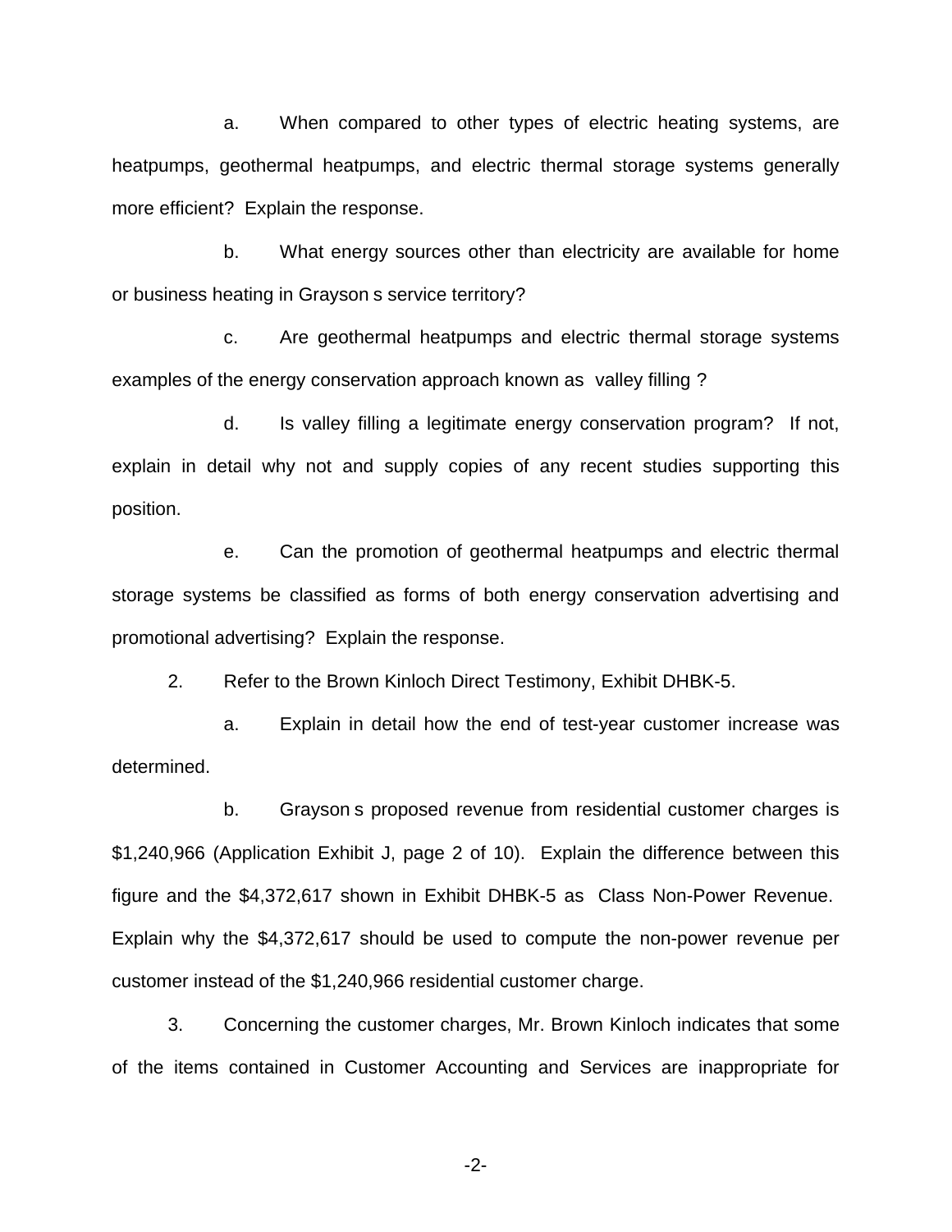a. When compared to other types of electric heating systems, are heatpumps, geothermal heatpumps, and electric thermal storage systems generally more efficient? Explain the response.

b. What energy sources other than electricity are available for home or business heating in Grayson s service territory?

c. Are geothermal heatpumps and electric thermal storage systems examples of the energy conservation approach known as valley filling ?

d. Is valley filling a legitimate energy conservation program? If not, explain in detail why not and supply copies of any recent studies supporting this position.

e. Can the promotion of geothermal heatpumps and electric thermal storage systems be classified as forms of both energy conservation advertising and promotional advertising? Explain the response.

2. Refer to the Brown Kinloch Direct Testimony, Exhibit DHBK-5.

a. Explain in detail how the end of test-year customer increase was determined.

b. Grayson s proposed revenue from residential customer charges is $1,240,966 (Application Exhibit J, page 2 of 10). Explain the difference between this figure and the $4,372,617 shown in Exhibit DHBK-5 as Class Non-Power Revenue. Explain why the $4,372,617 should be used to compute the non-power revenue per customer instead of the $1,240,966 residential customer charge.

3. Concerning the customer charges, Mr. Brown Kinloch indicates that some of the items contained in Customer Accounting and Services are inappropriate for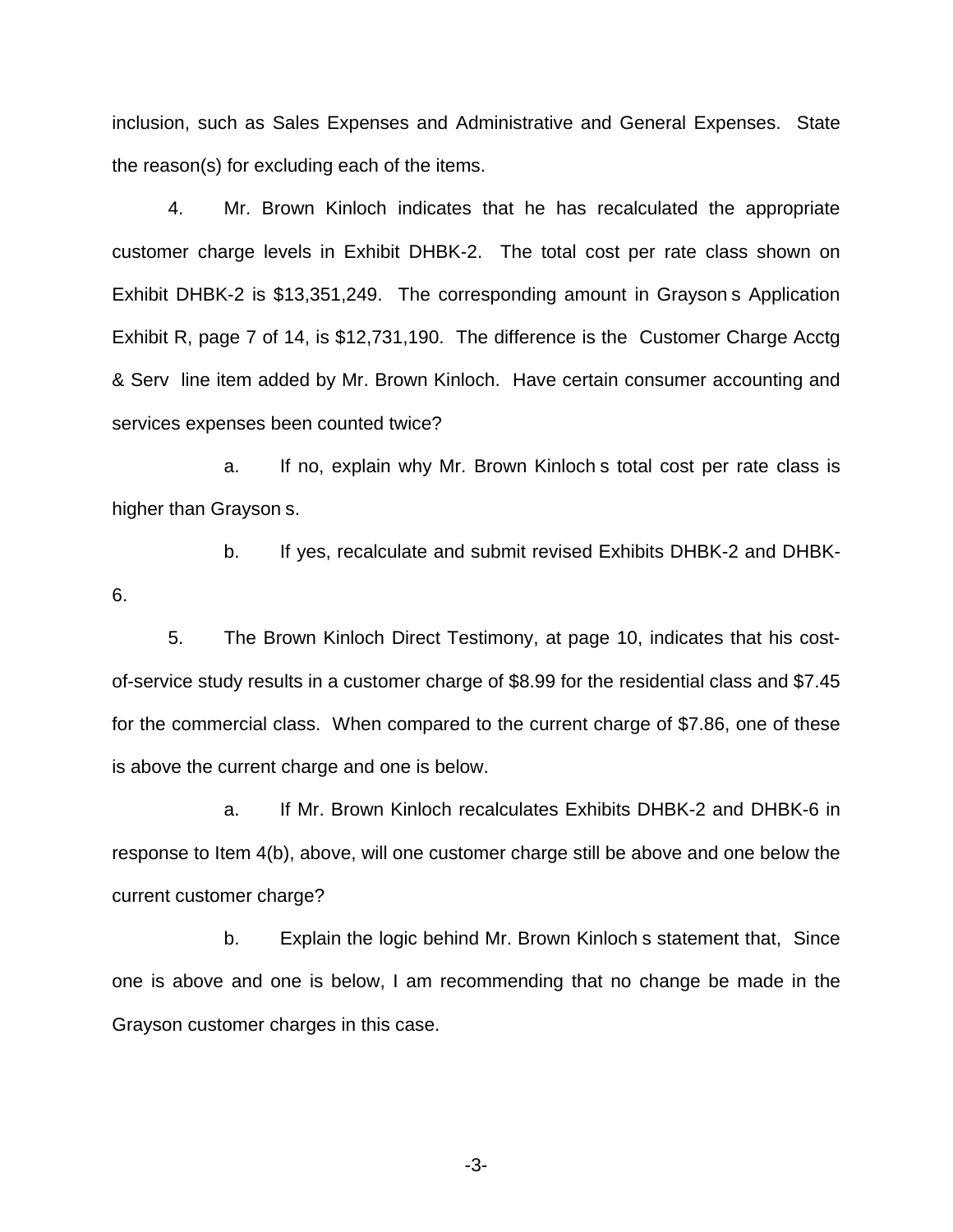inclusion, such as Sales Expenses and Administrative and General Expenses. State the reason(s) for excluding each of the items.

4. Mr. Brown Kinloch indicates that he has recalculated the appropriate customer charge levels in Exhibit DHBK-2. The total cost per rate class shown on Exhibit DHBK-2 is $13,351,249. The corresponding amount in Grayson s Application Exhibit R, page 7 of 14, is $12,731,190. The difference is the Customer Charge Acctg & Serv line item added by Mr. Brown Kinloch. Have certain consumer accounting and services expenses been counted twice?

a. If no, explain why Mr. Brown Kinloch s total cost per rate class is higher than Grayson s.

b. If yes, recalculate and submit revised Exhibits DHBK-2 and DHBK-6.

5. The Brown Kinloch Direct Testimony, at page 10, indicates that his cost-of-service study results in a customer charge of $8.99 for the residential class and $7.45 for the commercial class. When compared to the current charge of $7.86, one of these is above the current charge and one is below.

a. If Mr. Brown Kinloch recalculates Exhibits DHBK-2 and DHBK-6 in response to Item 4(b), above, will one customer charge still be above and one below the current customer charge?

b. Explain the logic behind Mr. Brown Kinloch s statement that, Since one is above and one is below, I am recommending that no change be made in the Grayson customer charges in this case.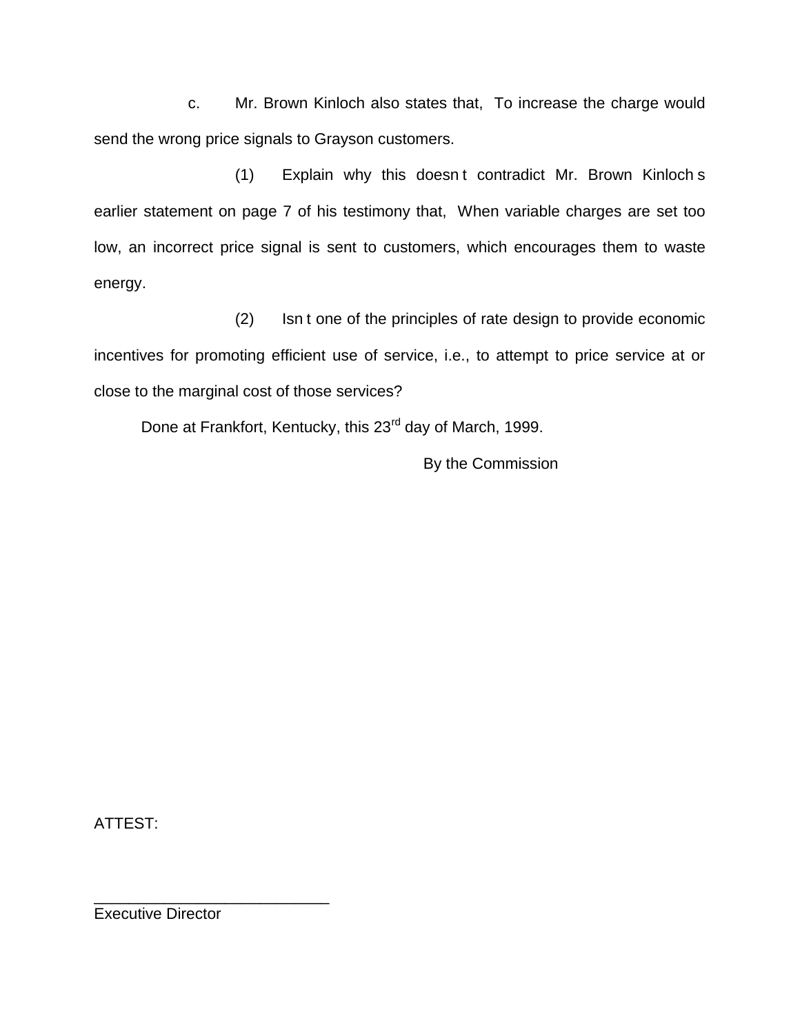c. Mr. Brown Kinloch also states that, To increase the charge would send the wrong price signals to Grayson customers.

(1) Explain why this doesn t contradict Mr. Brown Kinloch s earlier statement on page 7 of his testimony that, When variable charges are set too low, an incorrect price signal is sent to customers, which encourages them to waste energy.

(2) Isn t one of the principles of rate design to provide economic incentives for promoting efficient use of service, i.e., to attempt to price service at or close to the marginal cost of those services?

Done at Frankfort, Kentucky, this 23rd day of March, 1999.

By the Commission

ATTEST:

___________________________
Executive Director